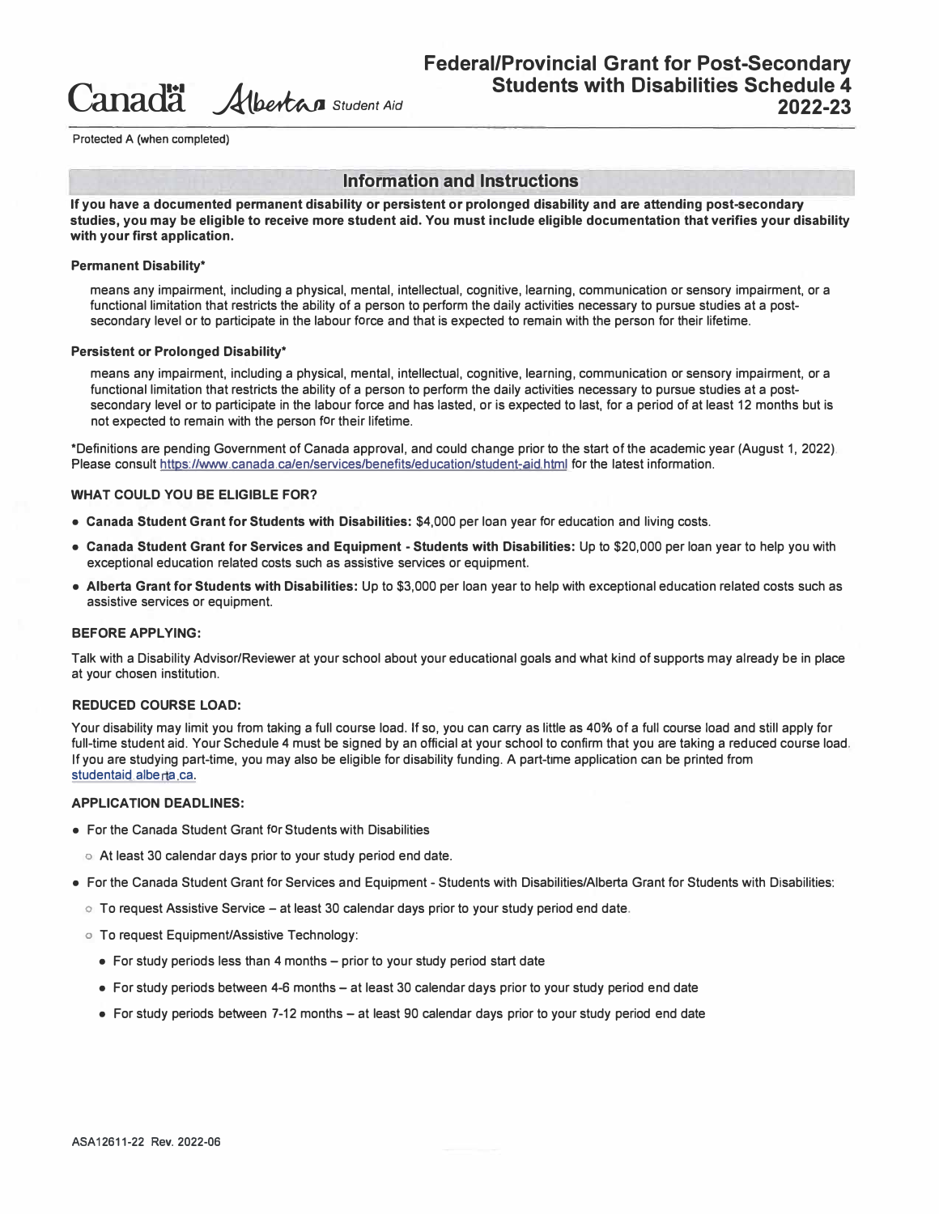Canada Alberta Student Aid

# Federal/Provincial Grant for Post-Secondary Students with Disabilities Schedule 4 2022-23

Protected A (when completed)

## Information and Instructions

**If you have a documented permanent disability or persistent or prolonged disability and are attending post-secondary studies, you may be eligible to receive more student aid. You must include eligible documentation that verifies your disability with your first application.**

**Permanent Disability***

means any impairment, including a physical, mental, intellectual, cognitive, learning, communication or sensory impairment, or a functional limitation that restricts the ability of a person to perform the daily activities necessary to pursue studies at a post-secondary level or to participate in the labour force and that is expected to remain with the person for their lifetime.

**Persistent or Prolonged Disability***

means any impairment, including a physical, mental, intellectual, cognitive, learning, communication or sensory impairment, or a functional limitation that restricts the ability of a person to perform the daily activities necessary to pursue studies at a post-secondary level or to participate in the labour force and has lasted, or is expected to last, for a period of at least 12 months but is not expected to remain with the person for their lifetime.

*Definitions are pending Government of Canada approval, and could change prior to the start of the academic year (August 1, 2022). Please consult https://www.canada.ca/en/services/benefits/education/student-aid.html for the latest information.

### WHAT COULD YOU BE ELIGIBLE FOR?

- **Canada Student Grant for Students with Disabilities:** $4,000 per loan year for education and living costs.
- **Canada Student Grant for Services and Equipment - Students with Disabilities:** Up to $20,000 per loan year to help you with exceptional education related costs such as assistive services or equipment.
- **Alberta Grant for Students with Disabilities:** Up to $3,000 per loan year to help with exceptional education related costs such as assistive services or equipment.

### BEFORE APPLYING:

Talk with a Disability Advisor/Reviewer at your school about your educational goals and what kind of supports may already be in place at your chosen institution.

### REDUCED COURSE LOAD:

Your disability may limit you from taking a full course load. If so, you can carry as little as 40% of a full course load and still apply for full-time student aid. Your Schedule 4 must be signed by an official at your school to confirm that you are taking a reduced course load. If you are studying part-time, you may also be eligible for disability funding. A part-time application can be printed from studentaid.alberta.ca.

### APPLICATION DEADLINES:

- For the Canada Student Grant for Students with Disabilities
  - At least 30 calendar days prior to your study period end date.
- For the Canada Student Grant for Services and Equipment - Students with Disabilities/Alberta Grant for Students with Disabilities:
  - To request Assistive Service – at least 30 calendar days prior to your study period end date.
  - To request Equipment/Assistive Technology:
    - For study periods less than 4 months – prior to your study period start date
    - For study periods between 4-6 months – at least 30 calendar days prior to your study period end date
    - For study periods between 7-12 months – at least 90 calendar days prior to your study period end date

ASA12611-22 Rev. 2022-06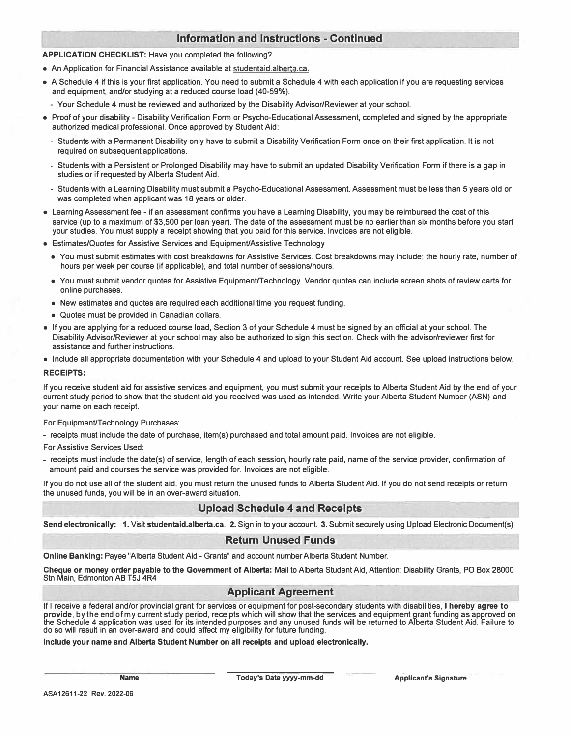## Information and Instructions - Continued

**APPLICATION CHECKLIST:** Have you completed the following?

- An Application for Financial Assistance available at studentaid.alberta.ca.
- A Schedule 4 if this is your first application. You need to submit a Schedule 4 with each application if you are requesting services and equipment, and/or studying at a reduced course load (40-59%).
  - Your Schedule 4 must be reviewed and authorized by the Disability Advisor/Reviewer at your school.
- Proof of your disability - Disability Verification Form or Psycho-Educational Assessment, completed and signed by the appropriate authorized medical professional. Once approved by Student Aid:
  - Students with a Permanent Disability only have to submit a Disability Verification Form once on their first application. It is not required on subsequent applications.
  - Students with a Persistent or Prolonged Disability may have to submit an updated Disability Verification Form if there is a gap in studies or if requested by Alberta Student Aid.
  - Students with a Learning Disability must submit a Psycho-Educational Assessment. Assessment must be less than 5 years old or was completed when applicant was 18 years or older.
- Learning Assessment fee - if an assessment confirms you have a Learning Disability, you may be reimbursed the cost of this service (up to a maximum of $3,500 per loan year). The date of the assessment must be no earlier than six months before you start your studies. You must supply a receipt showing that you paid for this service. Invoices are not eligible.
- Estimates/Quotes for Assistive Services and Equipment/Assistive Technology
  - You must submit estimates with cost breakdowns for Assistive Services. Cost breakdowns may include; the hourly rate, number of hours per week per course (if applicable), and total number of sessions/hours.
  - You must submit vendor quotes for Assistive Equipment/Technology. Vendor quotes can include screen shots of review carts for online purchases.
  - New estimates and quotes are required each additional time you request funding.
  - Quotes must be provided in Canadian dollars.
- If you are applying for a reduced course load, Section 3 of your Schedule 4 must be signed by an official at your school. The Disability Advisor/Reviewer at your school may also be authorized to sign this section. Check with the advisor/reviewer first for assistance and further instructions.
- Include all appropriate documentation with your Schedule 4 and upload to your Student Aid account. See upload instructions below.

**RECEIPTS:**

If you receive student aid for assistive services and equipment, you must submit your receipts to Alberta Student Aid by the end of your current study period to show that the student aid you received was used as intended. Write your Alberta Student Number (ASN) and your name on each receipt.

For Equipment/Technology Purchases:

- receipts must include the date of purchase, item(s) purchased and total amount paid. Invoices are not eligible.

For Assistive Services Used:

- receipts must include the date(s) of service, length of each session, hourly rate paid, name of the service provider, confirmation of amount paid and courses the service was provided for. Invoices are not eligible.

If you do not use all of the student aid, you must return the unused funds to Alberta Student Aid. If you do not send receipts or return the unused funds, you will be in an over-award situation.

## Upload Schedule 4 and Receipts

**Send electronically:** **1.** Visit **studentaid.alberta.ca**. **2.** Sign in to your account. **3.** Submit securely using Upload Electronic Document(s)

## Return Unused Funds

**Online Banking:** Payee "Alberta Student Aid - Grants" and account number Alberta Student Number.

**Cheque or money order payable to the Government of Alberta:** Mail to Alberta Student Aid, Attention: Disability Grants, PO Box 28000 Stn Main, Edmonton AB T5J 4R4

## Applicant Agreement

If I receive a federal and/or provincial grant for services or equipment for post-secondary students with disabilities, **I hereby agree to provide**, by the end of my current study period, receipts which will show that the services and equipment grant funding as approved on the Schedule 4 application was used for its intended purposes and any unused funds will be returned to Alberta Student Aid. Failure to do so will result in an over-award and could affect my eligibility for future funding.

**Include your name and Alberta Student Number on all receipts and upload electronically.**

| Name | Today's Date yyyy-mm-dd | Applicant's Signature |
|---|---|---|
| | | |

ASA12611-22 Rev. 2022-06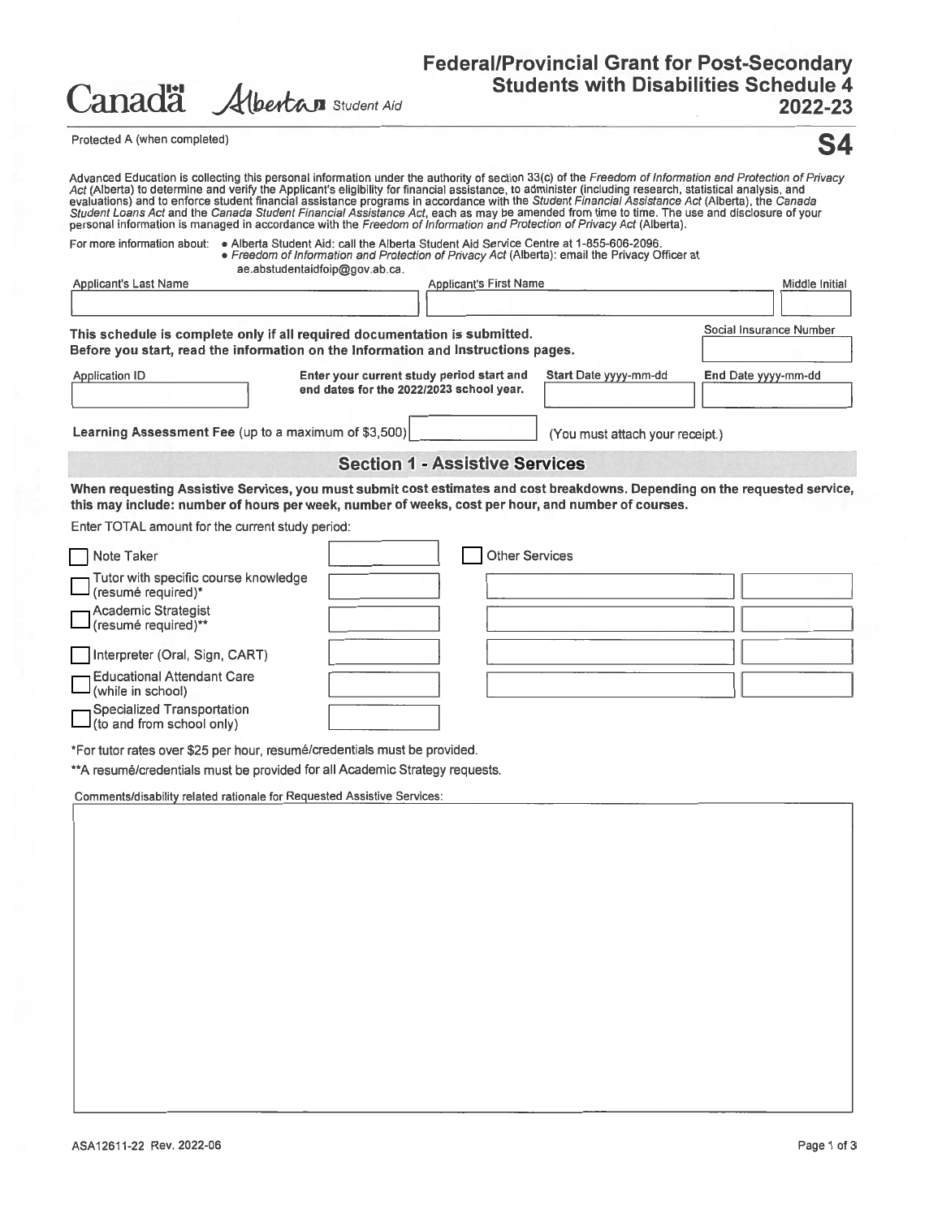Canada Alberta Student Aid

# Federal/Provincial Grant for Post-Secondary Students with Disabilities Schedule 4 2022-23

Protected A (when completed)

**S4**

Advanced Education is collecting this personal information under the authority of section 33(c) of the *Freedom of Information and Protection of Privacy Act* (Alberta) to determine and verify the Applicant's eligibility for financial assistance, to administer (including research, statistical analysis, and evaluations) and to enforce student financial assistance programs in accordance with the *Student Financial Assistance Act* (Alberta), the *Canada Student Loans Act* and the *Canada Student Financial Assistance Act*, each as may be amended from time to time. The use and disclosure of your personal information is managed in accordance with the *Freedom of Information and Protection of Privacy Act* (Alberta).

For more information about:
- Alberta Student Aid: call the Alberta Student Aid Service Centre at 1-855-606-2096.
- *Freedom of Information and Protection of Privacy Act* (Alberta): email the Privacy Officer at ae.abstudentaidfoip@gov.ab.ca.

| Applicant's Last Name | Applicant's First Name | Middle Initial |
|---|---|---|
| | | |

**This schedule is complete only if all required documentation is submitted.**
**Before you start, read the information on the Information and Instructions pages.**

Social Insurance Number: ____________

Application ID: ____________

**Enter your current study period start and end dates for the 2022/2023 school year.**

**Start** Date yyyy-mm-dd: ____________ **End** Date yyyy-mm-dd: ____________

**Learning Assessment Fee** (up to a maximum of $3,500) ____________ (You must attach your receipt.)

## Section 1 - Assistive Services

**When requesting Assistive Services, you must submit cost estimates and cost breakdowns. Depending on the requested service, this may include: number of hours per week, number of weeks, cost per hour, and number of courses.**

Enter TOTAL amount for the current study period:

| Service | Amount | Other Services | Amount |
|---|---|---|---|
| ☐ Note Taker | | ☐ Other Services | |
| ☐ Tutor with specific course knowledge (resumé required)* | | | |
| ☐ Academic Strategist (resumé required)** | | | |
| ☐ Interpreter (Oral, Sign, CART) | | | |
| ☐ Educational Attendant Care (while in school) | | | |
| ☐ Specialized Transportation (to and from school only) | | | |

*For tutor rates over $25 per hour, resumé/credentials must be provided.

**A resumé/credentials must be provided for all Academic Strategy requests.

Comments/disability related rationale for Requested Assistive Services:

ASA12611-22 Rev. 2022-06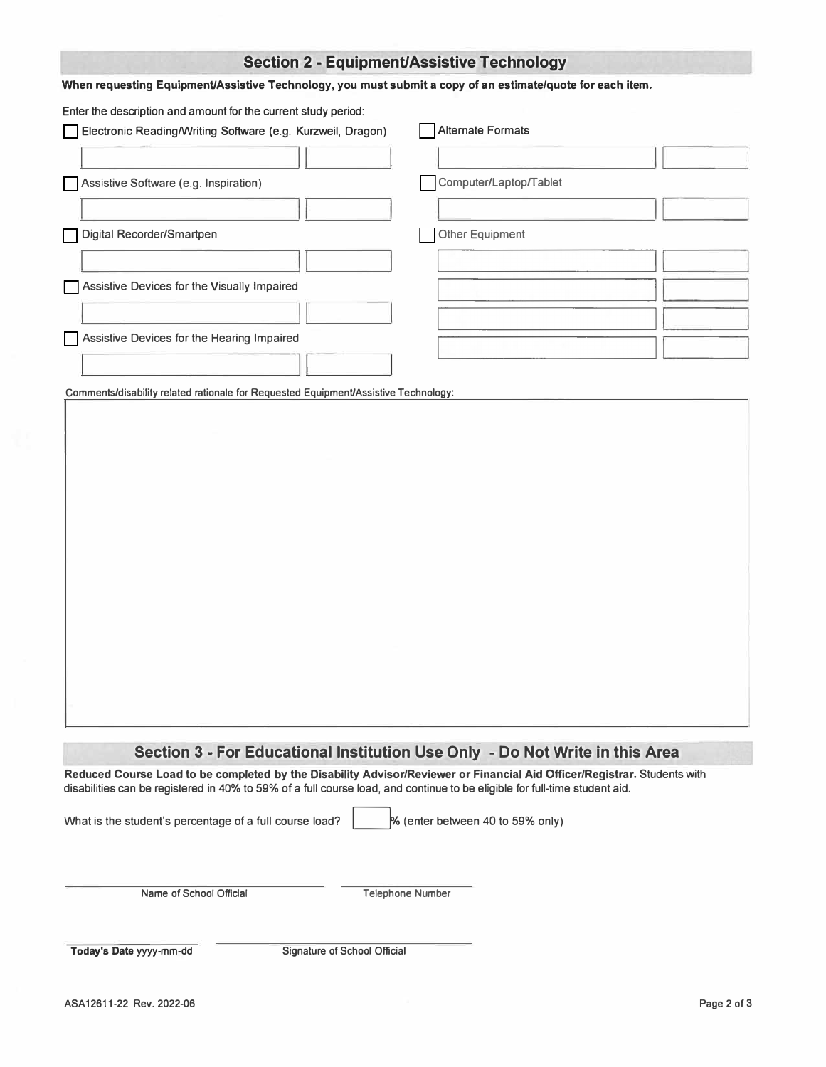## Section 2 - Equipment/Assistive Technology

**When requesting Equipment/Assistive Technology, you must submit a copy of an estimate/quote for each item.**

Enter the description and amount for the current study period:

- [ ] Electronic Reading/Writing Software (e.g. Kurzweil, Dragon)

| | |
|---|---|
| | |

- [ ] Assistive Software (e.g. Inspiration)

| | |
|---|---|
| | |

- [ ] Digital Recorder/Smartpen

| | |
|---|---|
| | |

- [ ] Assistive Devices for the Visually Impaired

| | |
|---|---|
| | |

- [ ] Assistive Devices for the Hearing Impaired

| | |
|---|---|
| | |

- [ ] Alternate Formats

| | |
|---|---|
| | |

- [ ] Computer/Laptop/Tablet

| | |
|---|---|
| | |

- [ ] Other Equipment

| | |
|---|---|
| | |
| | |
| | |
| | |

Comments/disability related rationale for Requested Equipment/Assistive Technology:

## Section 3 - For Educational Institution Use Only - Do Not Write in this Area

**Reduced Course Load to be completed by the Disability Advisor/Reviewer or Financial Aid Officer/Registrar.** Students with disabilities can be registered in 40% to 59% of a full course load, and continue to be eligible for full-time student aid.

What is the student's percentage of a full course load? ____ % (enter between 40 to 59% only)

Name of School Official

Telephone Number

**Today's Date** yyyy-mm-dd

Signature of School Official

ASA12611-22 Rev. 2022-06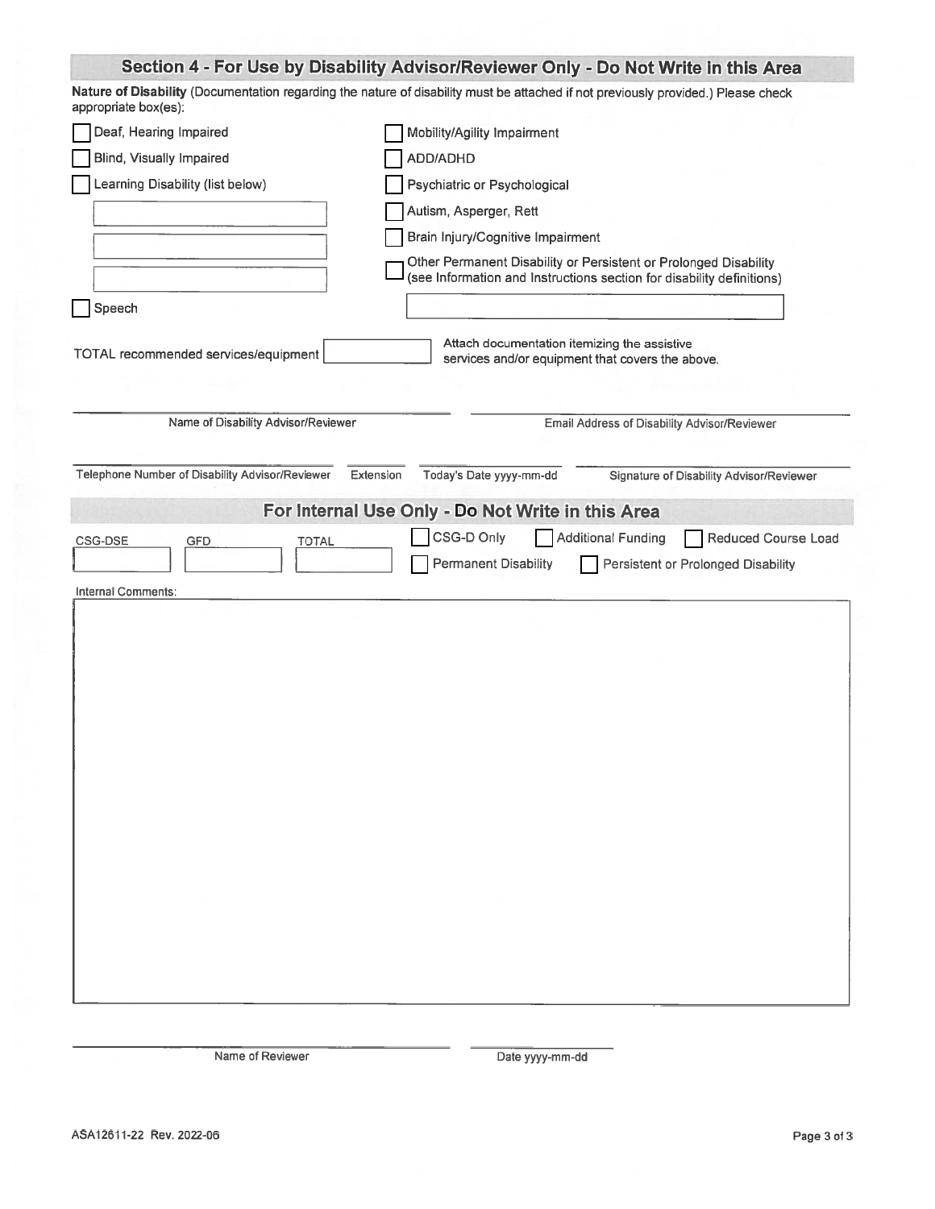## Section 4 - For Use by Disability Advisor/Reviewer Only - Do Not Write in this Area

**Nature of Disability** (Documentation regarding the nature of disability must be attached if not previously provided.) Please check appropriate box(es):

- ☐ Deaf, Hearing Impaired
- ☐ Blind, Visually Impaired
- ☐ Learning Disability (list below)
  - \_\_\_\_\_\_\_\_\_\_
  - \_\_\_\_\_\_\_\_\_\_
  - \_\_\_\_\_\_\_\_\_\_
- ☐ Speech
- ☐ Mobility/Agility Impairment
- ☐ ADD/ADHD
- ☐ Psychiatric or Psychological
- ☐ Autism, Asperger, Rett
- ☐ Brain Injury/Cognitive Impairment
- ☐ Other Permanent Disability or Persistent or Prolonged Disability (see Information and Instructions section for disability definitions)
  - \_\_\_\_\_\_\_\_\_\_

TOTAL recommended services/equipment \_\_\_\_\_\_\_\_\_\_

Attach documentation itemizing the assistive services and/or equipment that covers the above.

| | |
|---|---|
| Name of Disability Advisor/Reviewer | Email Address of Disability Advisor/Reviewer |

| | | | |
|---|---|---|---|
| Telephone Number of Disability Advisor/Reviewer | Extension | Today's Date yyyy-mm-dd | Signature of Disability Advisor/Reviewer |

## For Internal Use Only - Do Not Write in this Area

| CSG-DSE | GFD | TOTAL |
|---|---|---|
| | | |

- ☐ CSG-D Only
- ☐ Additional Funding
- ☐ Reduced Course Load
- ☐ Permanent Disability
- ☐ Persistent or Prolonged Disability

Internal Comments:

| | |
|---|---|
| Name of Reviewer | Date yyyy-mm-dd |

ASA12611-22 Rev. 2022-06